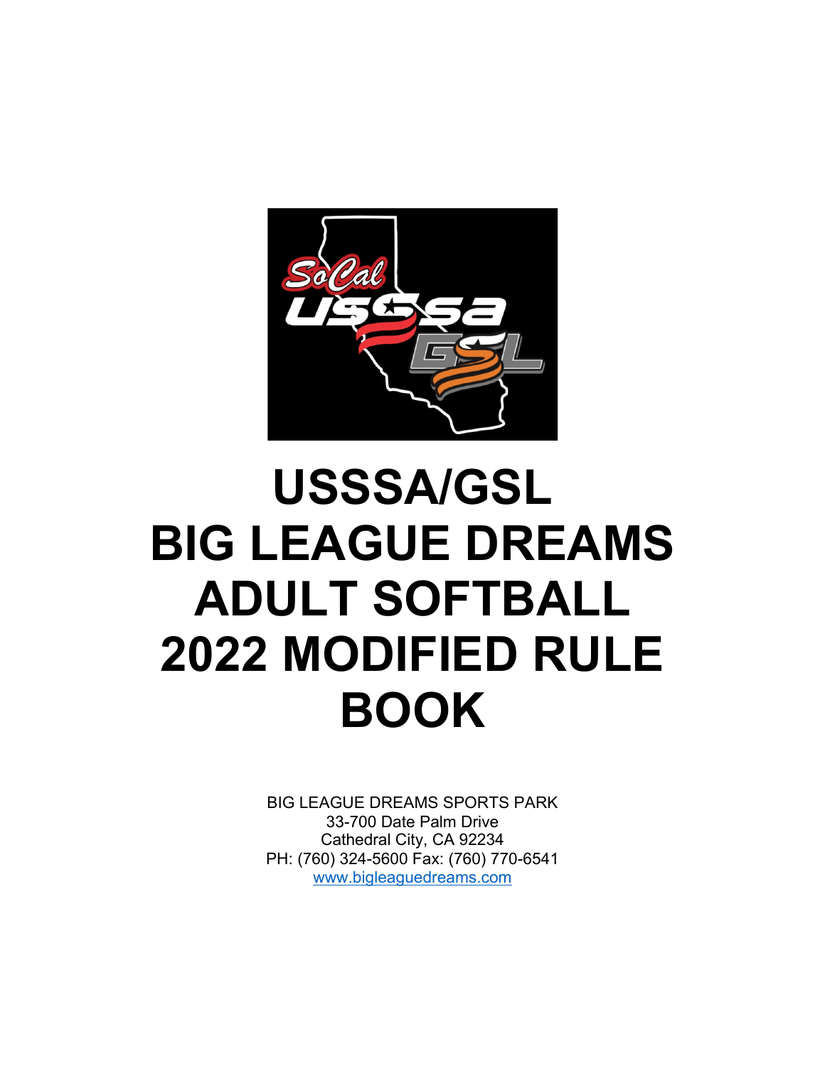# USSSA/GSL BIG LEAGUE DREAMS ADULT SOFTBALL 2022 MODIFIED RULE BOOK

BIG LEAGUE DREAMS SPORTS PARK
33-700 Date Palm Drive
Cathedral City, CA 92234
PH: (760) 324-5600 Fax: (760) 770-6541
www.bigleaguedreams.com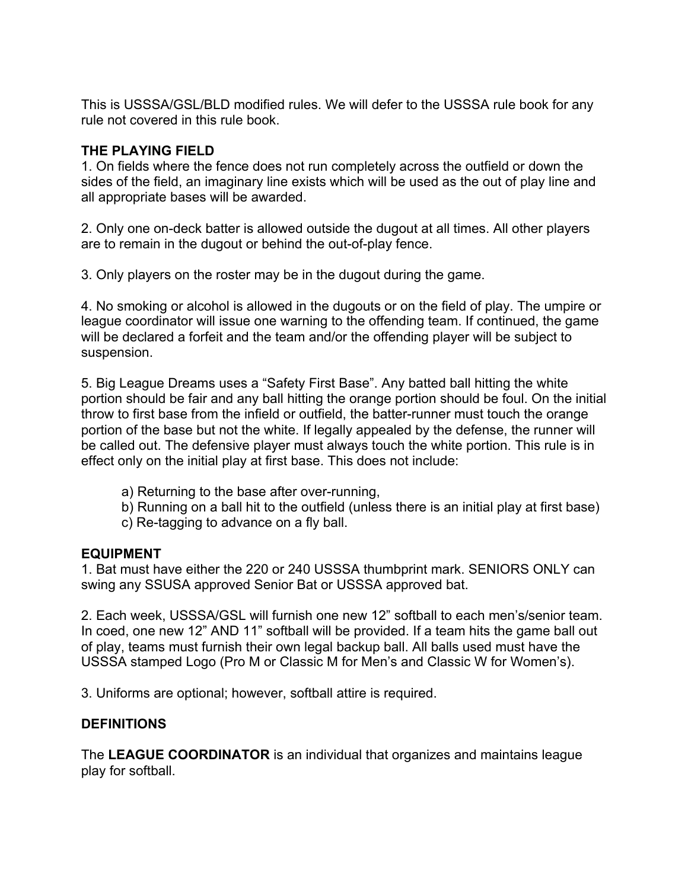This is USSSA/GSL/BLD modified rules. We will defer to the USSSA rule book for any rule not covered in this rule book.

**THE PLAYING FIELD**

1. On fields where the fence does not run completely across the outfield or down the sides of the field, an imaginary line exists which will be used as the out of play line and all appropriate bases will be awarded.

2. Only one on-deck batter is allowed outside the dugout at all times. All other players are to remain in the dugout or behind the out-of-play fence.

3. Only players on the roster may be in the dugout during the game.

4. No smoking or alcohol is allowed in the dugouts or on the field of play. The umpire or league coordinator will issue one warning to the offending team. If continued, the game will be declared a forfeit and the team and/or the offending player will be subject to suspension.

5. Big League Dreams uses a “Safety First Base”. Any batted ball hitting the white portion should be fair and any ball hitting the orange portion should be foul. On the initial throw to first base from the infield or outfield, the batter-runner must touch the orange portion of the base but not the white. If legally appealed by the defense, the runner will be called out. The defensive player must always touch the white portion. This rule is in effect only on the initial play at first base. This does not include:

    a) Returning to the base after over-running,
    b) Running on a ball hit to the outfield (unless there is an initial play at first base)
    c) Re-tagging to advance on a fly ball.

**EQUIPMENT**

1. Bat must have either the 220 or 240 USSSA thumbprint mark. SENIORS ONLY can swing any SSUSA approved Senior Bat or USSSA approved bat.

2. Each week, USSSA/GSL will furnish one new 12” softball to each men’s/senior team. In coed, one new 12” AND 11” softball will be provided. If a team hits the game ball out of play, teams must furnish their own legal backup ball. All balls used must have the USSSA stamped Logo (Pro M or Classic M for Men’s and Classic W for Women’s).

3. Uniforms are optional; however, softball attire is required.

**DEFINITIONS**

The **LEAGUE COORDINATOR** is an individual that organizes and maintains league play for softball.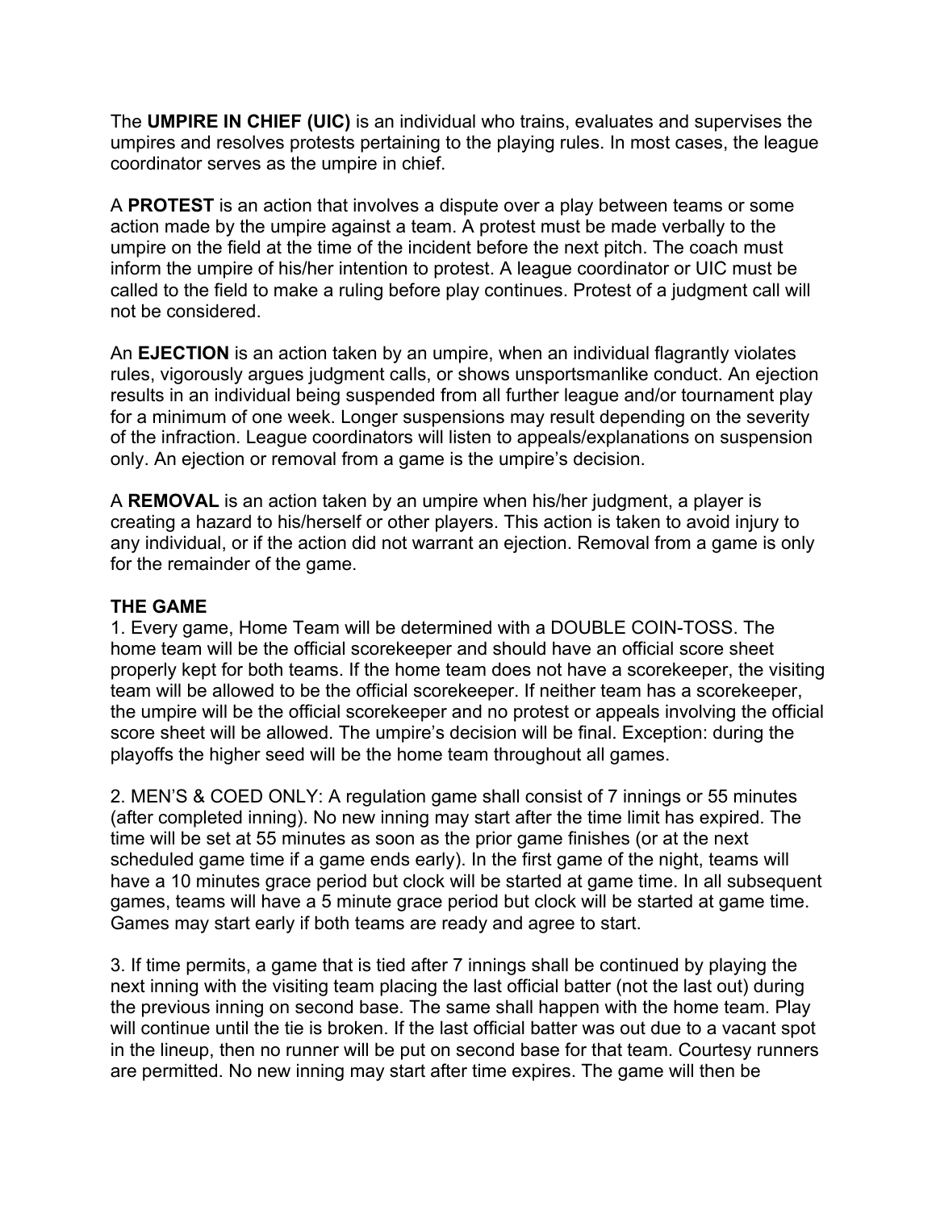The **UMPIRE IN CHIEF (UIC)** is an individual who trains, evaluates and supervises the umpires and resolves protests pertaining to the playing rules. In most cases, the league coordinator serves as the umpire in chief.

A **PROTEST** is an action that involves a dispute over a play between teams or some action made by the umpire against a team. A protest must be made verbally to the umpire on the field at the time of the incident before the next pitch. The coach must inform the umpire of his/her intention to protest. A league coordinator or UIC must be called to the field to make a ruling before play continues. Protest of a judgment call will not be considered.

An **EJECTION** is an action taken by an umpire, when an individual flagrantly violates rules, vigorously argues judgment calls, or shows unsportsmanlike conduct. An ejection results in an individual being suspended from all further league and/or tournament play for a minimum of one week. Longer suspensions may result depending on the severity of the infraction. League coordinators will listen to appeals/explanations on suspension only. An ejection or removal from a game is the umpire's decision.

A **REMOVAL** is an action taken by an umpire when his/her judgment, a player is creating a hazard to his/herself or other players. This action is taken to avoid injury to any individual, or if the action did not warrant an ejection. Removal from a game is only for the remainder of the game.

**THE GAME**

1. Every game, Home Team will be determined with a DOUBLE COIN-TOSS. The home team will be the official scorekeeper and should have an official score sheet properly kept for both teams. If the home team does not have a scorekeeper, the visiting team will be allowed to be the official scorekeeper. If neither team has a scorekeeper, the umpire will be the official scorekeeper and no protest or appeals involving the official score sheet will be allowed. The umpire's decision will be final. Exception: during the playoffs the higher seed will be the home team throughout all games.

2. MEN'S & COED ONLY: A regulation game shall consist of 7 innings or 55 minutes (after completed inning). No new inning may start after the time limit has expired. The time will be set at 55 minutes as soon as the prior game finishes (or at the next scheduled game time if a game ends early). In the first game of the night, teams will have a 10 minutes grace period but clock will be started at game time. In all subsequent games, teams will have a 5 minute grace period but clock will be started at game time. Games may start early if both teams are ready and agree to start.

3. If time permits, a game that is tied after 7 innings shall be continued by playing the next inning with the visiting team placing the last official batter (not the last out) during the previous inning on second base. The same shall happen with the home team. Play will continue until the tie is broken. If the last official batter was out due to a vacant spot in the lineup, then no runner will be put on second base for that team. Courtesy runners are permitted. No new inning may start after time expires. The game will then be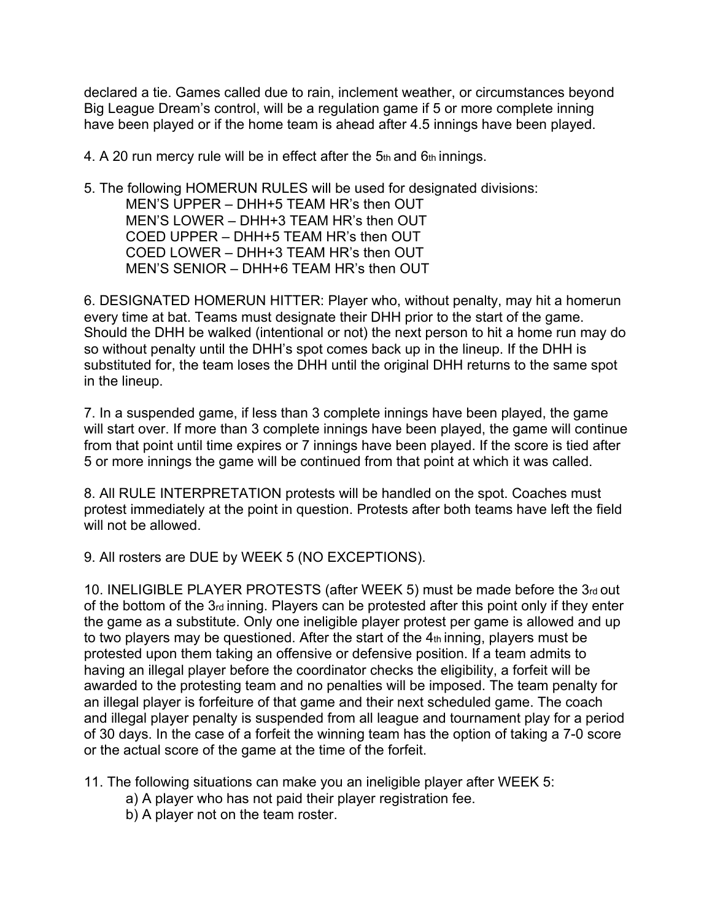declared a tie. Games called due to rain, inclement weather, or circumstances beyond Big League Dream's control, will be a regulation game if 5 or more complete inning have been played or if the home team is ahead after 4.5 innings have been played.

4. A 20 run mercy rule will be in effect after the 5th and 6th innings.

5. The following HOMERUN RULES will be used for designated divisions:
   - MEN'S UPPER – DHH+5 TEAM HR's then OUT
   - MEN'S LOWER – DHH+3 TEAM HR's then OUT
   - COED UPPER – DHH+5 TEAM HR's then OUT
   - COED LOWER – DHH+3 TEAM HR's then OUT
   - MEN'S SENIOR – DHH+6 TEAM HR's then OUT

6. DESIGNATED HOMERUN HITTER: Player who, without penalty, may hit a homerun every time at bat. Teams must designate their DHH prior to the start of the game. Should the DHH be walked (intentional or not) the next person to hit a home run may do so without penalty until the DHH's spot comes back up in the lineup. If the DHH is substituted for, the team loses the DHH until the original DHH returns to the same spot in the lineup.

7. In a suspended game, if less than 3 complete innings have been played, the game will start over. If more than 3 complete innings have been played, the game will continue from that point until time expires or 7 innings have been played. If the score is tied after 5 or more innings the game will be continued from that point at which it was called.

8. All RULE INTERPRETATION protests will be handled on the spot. Coaches must protest immediately at the point in question. Protests after both teams have left the field will not be allowed.

9. All rosters are DUE by WEEK 5 (NO EXCEPTIONS).

10. INELIGIBLE PLAYER PROTESTS (after WEEK 5) must be made before the 3rd out of the bottom of the 3rd inning. Players can be protested after this point only if they enter the game as a substitute. Only one ineligible player protest per game is allowed and up to two players may be questioned. After the start of the 4th inning, players must be protested upon them taking an offensive or defensive position. If a team admits to having an illegal player before the coordinator checks the eligibility, a forfeit will be awarded to the protesting team and no penalties will be imposed. The team penalty for an illegal player is forfeiture of that game and their next scheduled game. The coach and illegal player penalty is suspended from all league and tournament play for a period of 30 days. In the case of a forfeit the winning team has the option of taking a 7-0 score or the actual score of the game at the time of the forfeit.

11. The following situations can make you an ineligible player after WEEK 5:
   a) A player who has not paid their player registration fee.
   b) A player not on the team roster.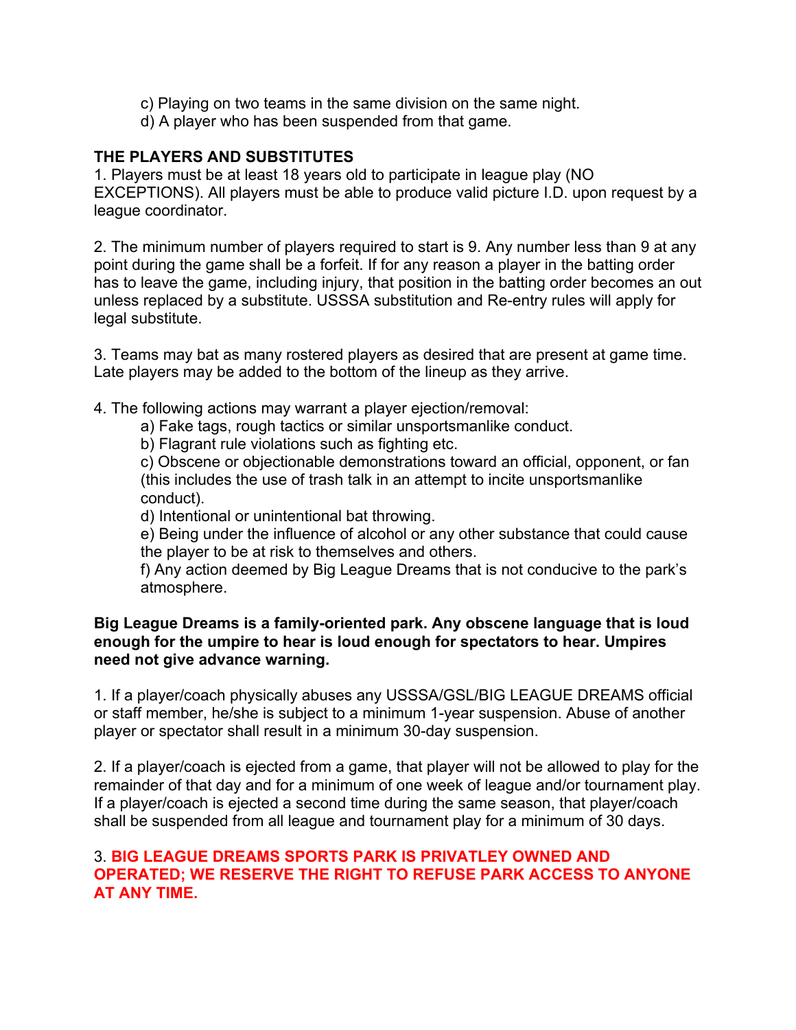c) Playing on two teams in the same division on the same night.
d) A player who has been suspended from that game.

**THE PLAYERS AND SUBSTITUTES**

1. Players must be at least 18 years old to participate in league play (NO EXCEPTIONS). All players must be able to produce valid picture I.D. upon request by a league coordinator.

2. The minimum number of players required to start is 9. Any number less than 9 at any point during the game shall be a forfeit. If for any reason a player in the batting order has to leave the game, including injury, that position in the batting order becomes an out unless replaced by a substitute. USSSA substitution and Re-entry rules will apply for legal substitute.

3. Teams may bat as many rostered players as desired that are present at game time. Late players may be added to the bottom of the lineup as they arrive.

4. The following actions may warrant a player ejection/removal:
   a) Fake tags, rough tactics or similar unsportsmanlike conduct.
   b) Flagrant rule violations such as fighting etc.
   c) Obscene or objectionable demonstrations toward an official, opponent, or fan (this includes the use of trash talk in an attempt to incite unsportsmanlike conduct).
   d) Intentional or unintentional bat throwing.
   e) Being under the influence of alcohol or any other substance that could cause the player to be at risk to themselves and others.
   f) Any action deemed by Big League Dreams that is not conducive to the park's atmosphere.

**Big League Dreams is a family-oriented park. Any obscene language that is loud enough for the umpire to hear is loud enough for spectators to hear. Umpires need not give advance warning.**

1. If a player/coach physically abuses any USSSA/GSL/BIG LEAGUE DREAMS official or staff member, he/she is subject to a minimum 1-year suspension. Abuse of another player or spectator shall result in a minimum 30-day suspension.

2. If a player/coach is ejected from a game, that player will not be allowed to play for the remainder of that day and for a minimum of one week of league and/or tournament play. If a player/coach is ejected a second time during the same season, that player/coach shall be suspended from all league and tournament play for a minimum of 30 days.

3. **BIG LEAGUE DREAMS SPORTS PARK IS PRIVATLEY OWNED AND OPERATED; WE RESERVE THE RIGHT TO REFUSE PARK ACCESS TO ANYONE AT ANY TIME.**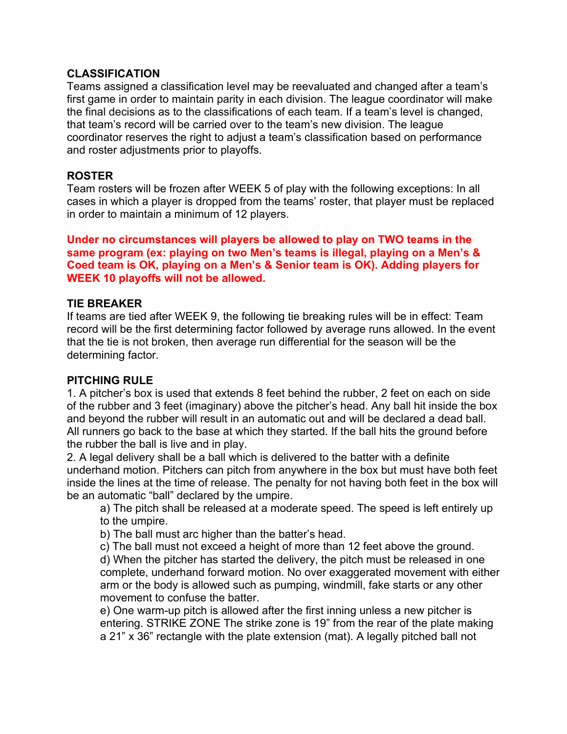**CLASSIFICATION**

Teams assigned a classification level may be reevaluated and changed after a team's first game in order to maintain parity in each division. The league coordinator will make the final decisions as to the classifications of each team. If a team's level is changed, that team's record will be carried over to the team's new division. The league coordinator reserves the right to adjust a team's classification based on performance and roster adjustments prior to playoffs.

**ROSTER**

Team rosters will be frozen after WEEK 5 of play with the following exceptions: In all cases in which a player is dropped from the teams' roster, that player must be replaced in order to maintain a minimum of 12 players.

**Under no circumstances will players be allowed to play on TWO teams in the same program (ex: playing on two Men's teams is illegal, playing on a Men's & Coed team is OK, playing on a Men's & Senior team is OK). Adding players for WEEK 10 playoffs will not be allowed.**

**TIE BREAKER**

If teams are tied after WEEK 9, the following tie breaking rules will be in effect: Team record will be the first determining factor followed by average runs allowed. In the event that the tie is not broken, then average run differential for the season will be the determining factor.

**PITCHING RULE**

1. A pitcher's box is used that extends 8 feet behind the rubber, 2 feet on each on side of the rubber and 3 feet (imaginary) above the pitcher's head. Any ball hit inside the box and beyond the rubber will result in an automatic out and will be declared a dead ball. All runners go back to the base at which they started. If the ball hits the ground before the rubber the ball is live and in play.
2. A legal delivery shall be a ball which is delivered to the batter with a definite underhand motion. Pitchers can pitch from anywhere in the box but must have both feet inside the lines at the time of release. The penalty for not having both feet in the box will be an automatic "ball" declared by the umpire.
   a) The pitch shall be released at a moderate speed. The speed is left entirely up to the umpire.
   b) The ball must arc higher than the batter's head.
   c) The ball must not exceed a height of more than 12 feet above the ground.
   d) When the pitcher has started the delivery, the pitch must be released in one complete, underhand forward motion. No over exaggerated movement with either arm or the body is allowed such as pumping, windmill, fake starts or any other movement to confuse the batter.
   e) One warm-up pitch is allowed after the first inning unless a new pitcher is entering. STRIKE ZONE The strike zone is 19" from the rear of the plate making a 21" x 36" rectangle with the plate extension (mat). A legally pitched ball not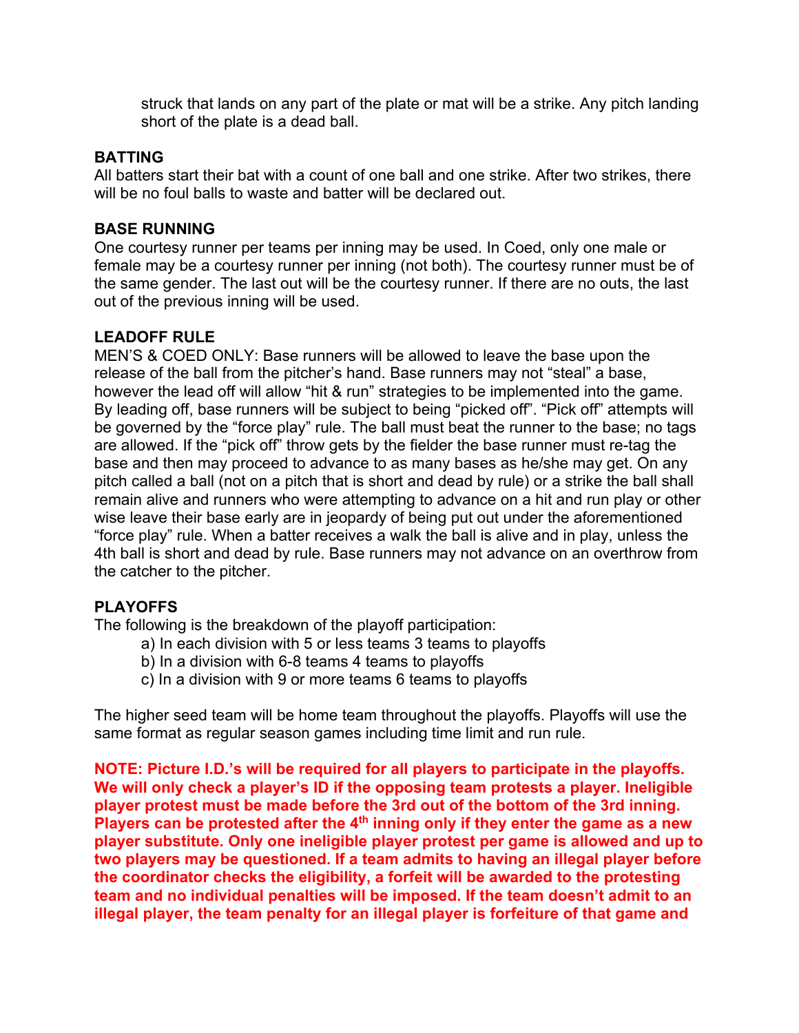struck that lands on any part of the plate or mat will be a strike. Any pitch landing short of the plate is a dead ball.

## BATTING

All batters start their bat with a count of one ball and one strike. After two strikes, there will be no foul balls to waste and batter will be declared out.

## BASE RUNNING

One courtesy runner per teams per inning may be used. In Coed, only one male or female may be a courtesy runner per inning (not both). The courtesy runner must be of the same gender. The last out will be the courtesy runner. If there are no outs, the last out of the previous inning will be used.

## LEADOFF RULE

MEN'S & COED ONLY: Base runners will be allowed to leave the base upon the release of the ball from the pitcher's hand. Base runners may not "steal" a base, however the lead off will allow "hit & run" strategies to be implemented into the game. By leading off, base runners will be subject to being "picked off". "Pick off" attempts will be governed by the "force play" rule. The ball must beat the runner to the base; no tags are allowed. If the "pick off" throw gets by the fielder the base runner must re-tag the base and then may proceed to advance to as many bases as he/she may get. On any pitch called a ball (not on a pitch that is short and dead by rule) or a strike the ball shall remain alive and runners who were attempting to advance on a hit and run play or other wise leave their base early are in jeopardy of being put out under the aforementioned "force play" rule. When a batter receives a walk the ball is alive and in play, unless the 4th ball is short and dead by rule. Base runners may not advance on an overthrow from the catcher to the pitcher.

## PLAYOFFS

The following is the breakdown of the playoff participation:

a) In each division with 5 or less teams 3 teams to playoffs
b) In a division with 6-8 teams 4 teams to playoffs
c) In a division with 9 or more teams 6 teams to playoffs

The higher seed team will be home team throughout the playoffs. Playoffs will use the same format as regular season games including time limit and run rule.

**NOTE: Picture I.D.'s will be required for all players to participate in the playoffs. We will only check a player's ID if the opposing team protests a player. Ineligible player protest must be made before the 3rd out of the bottom of the 3rd inning. Players can be protested after the 4th inning only if they enter the game as a new player substitute. Only one ineligible player protest per game is allowed and up to two players may be questioned. If a team admits to having an illegal player before the coordinator checks the eligibility, a forfeit will be awarded to the protesting team and no individual penalties will be imposed. If the team doesn't admit to an illegal player, the team penalty for an illegal player is forfeiture of that game and**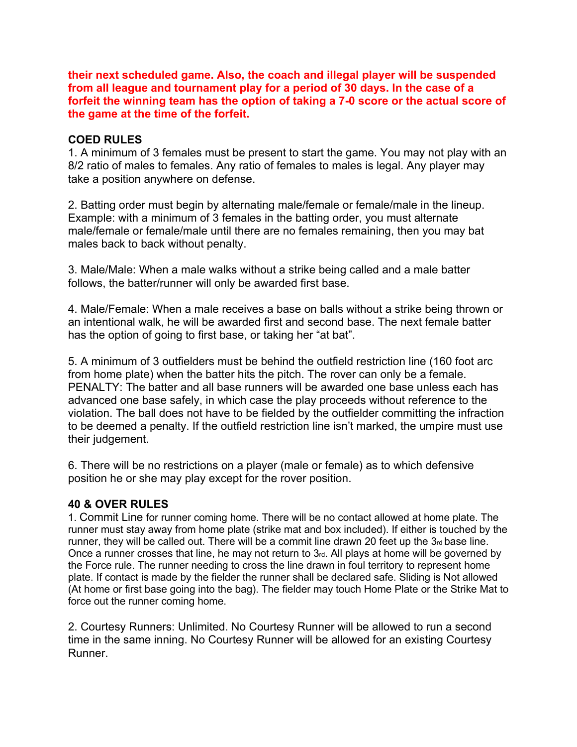**their next scheduled game. Also, the coach and illegal player will be suspended from all league and tournament play for a period of 30 days. In the case of a forfeit the winning team has the option of taking a 7-0 score or the actual score of the game at the time of the forfeit.**

**COED RULES**

1. A minimum of 3 females must be present to start the game. You may not play with an 8/2 ratio of males to females. Any ratio of females to males is legal. Any player may take a position anywhere on defense.

2. Batting order must begin by alternating male/female or female/male in the lineup. Example: with a minimum of 3 females in the batting order, you must alternate male/female or female/male until there are no females remaining, then you may bat males back to back without penalty.

3. Male/Male: When a male walks without a strike being called and a male batter follows, the batter/runner will only be awarded first base.

4. Male/Female: When a male receives a base on balls without a strike being thrown or an intentional walk, he will be awarded first and second base. The next female batter has the option of going to first base, or taking her "at bat".

5. A minimum of 3 outfielders must be behind the outfield restriction line (160 foot arc from home plate) when the batter hits the pitch. The rover can only be a female. PENALTY: The batter and all base runners will be awarded one base unless each has advanced one base safely, in which case the play proceeds without reference to the violation. The ball does not have to be fielded by the outfielder committing the infraction to be deemed a penalty. If the outfield restriction line isn't marked, the umpire must use their judgement.

6. There will be no restrictions on a player (male or female) as to which defensive position he or she may play except for the rover position.

**40 & OVER RULES**

1. Commit Line for runner coming home. There will be no contact allowed at home plate. The runner must stay away from home plate (strike mat and box included). If either is touched by the runner, they will be called out. There will be a commit line drawn 20 feet up the 3rd base line. Once a runner crosses that line, he may not return to 3rd. All plays at home will be governed by the Force rule. The runner needing to cross the line drawn in foul territory to represent home plate. If contact is made by the fielder the runner shall be declared safe. Sliding is Not allowed (At home or first base going into the bag). The fielder may touch Home Plate or the Strike Mat to force out the runner coming home.

2. Courtesy Runners: Unlimited. No Courtesy Runner will be allowed to run a second time in the same inning. No Courtesy Runner will be allowed for an existing Courtesy Runner.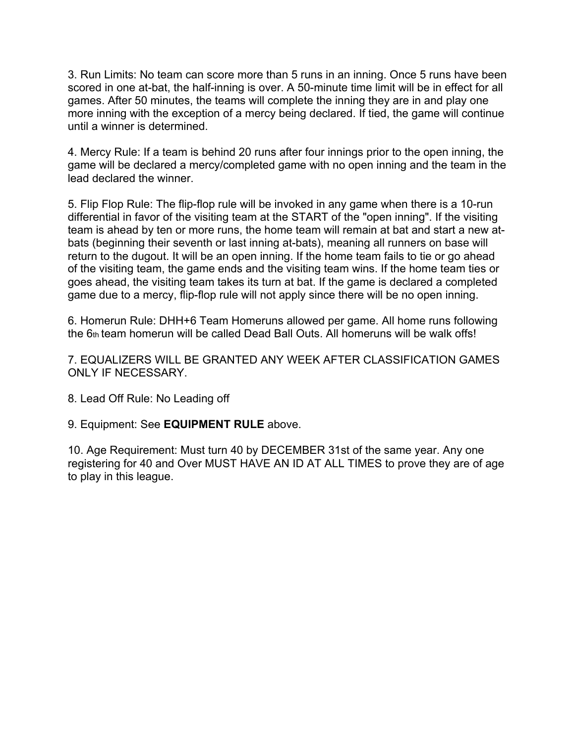3. Run Limits: No team can score more than 5 runs in an inning. Once 5 runs have been scored in one at-bat, the half-inning is over. A 50-minute time limit will be in effect for all games. After 50 minutes, the teams will complete the inning they are in and play one more inning with the exception of a mercy being declared. If tied, the game will continue until a winner is determined.

4. Mercy Rule: If a team is behind 20 runs after four innings prior to the open inning, the game will be declared a mercy/completed game with no open inning and the team in the lead declared the winner.

5. Flip Flop Rule: The flip-flop rule will be invoked in any game when there is a 10-run differential in favor of the visiting team at the START of the "open inning". If the visiting team is ahead by ten or more runs, the home team will remain at bat and start a new at-bats (beginning their seventh or last inning at-bats), meaning all runners on base will return to the dugout. It will be an open inning. If the home team fails to tie or go ahead of the visiting team, the game ends and the visiting team wins. If the home team ties or goes ahead, the visiting team takes its turn at bat. If the game is declared a completed game due to a mercy, flip-flop rule will not apply since there will be no open inning.

6. Homerun Rule: DHH+6 Team Homeruns allowed per game. All home runs following the 6th team homerun will be called Dead Ball Outs. All homeruns will be walk offs!

7. EQUALIZERS WILL BE GRANTED ANY WEEK AFTER CLASSIFICATION GAMES ONLY IF NECESSARY.

8. Lead Off Rule: No Leading off

9. Equipment: See **EQUIPMENT RULE** above.

10. Age Requirement: Must turn 40 by DECEMBER 31st of the same year. Any one registering for 40 and Over MUST HAVE AN ID AT ALL TIMES to prove they are of age to play in this league.